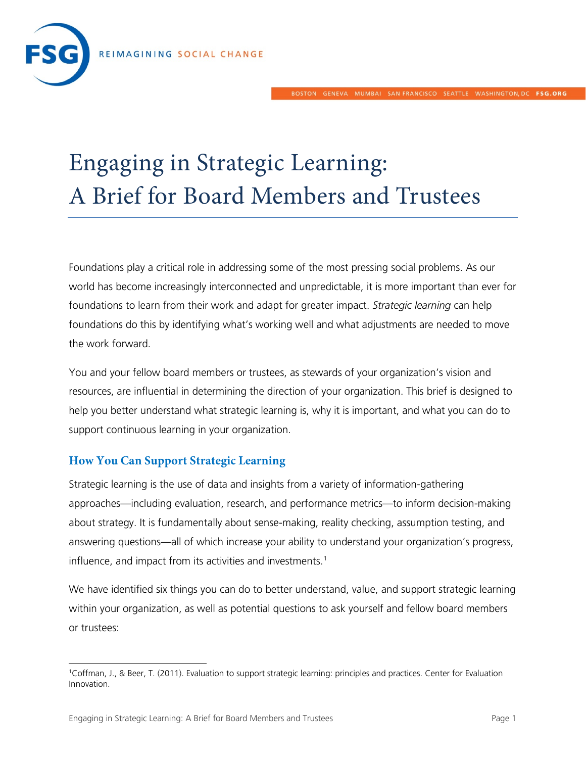# Engaging in Strategic Learning: A Brief for Board Members and Trustees

Foundations play a critical role in addressing some of the most pressing social problems. As our world has become increasingly interconnected and unpredictable, it is more important than ever for foundations to learn from their work and adapt for greater impact. *Strategic learning* can help foundations do this by identifying what's working well and what adjustments are needed to move the work forward.

You and your fellow board members or trustees, as stewards of your organization's vision and resources, are influential in determining the direction of your organization. This brief is designed to help you better understand what strategic learning is, why it is important, and what you can do to support continuous learning in your organization.

## How You Can Support Strategic Learning

Strategic learning is the use of data and insights from a variety of information-gathering approaches—including evaluation, research, and performance metrics—to inform decision-making about strategy. It is fundamentally about sense-making, reality checking, assumption testing, and answering questions—all of which increase your ability to understand your organization's progress, influence, and impact from its activities and investments.[1]

We have identified six things you can do to better understand, value, and support strategic learning within your organization, as well as potential questions to ask yourself and fellow board members or trustees:

---

[1] Coffman, J., & Beer, T. (2011). Evaluation to support strategic learning: principles and practices. Center for Evaluation Innovation.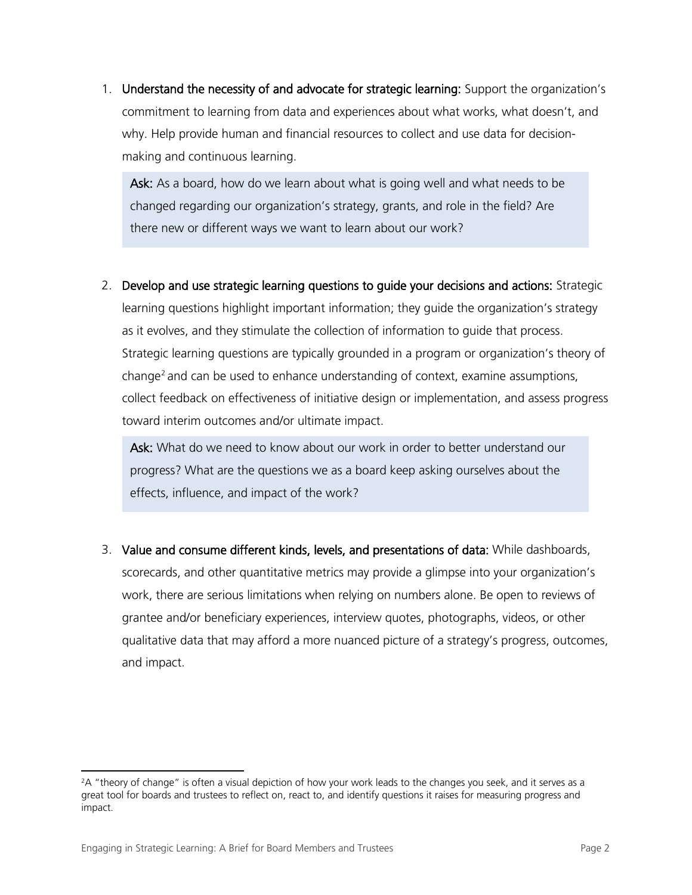1. **Understand the necessity of and advocate for strategic learning:** Support the organization's commitment to learning from data and experiences about what works, what doesn't, and why. Help provide human and financial resources to collect and use data for decision-making and continuous learning.

   **Ask:** As a board, how do we learn about what is going well and what needs to be changed regarding our organization's strategy, grants, and role in the field? Are there new or different ways we want to learn about our work?

2. **Develop and use strategic learning questions to guide your decisions and actions:** Strategic learning questions highlight important information; they guide the organization's strategy as it evolves, and they stimulate the collection of information to guide that process. Strategic learning questions are typically grounded in a program or organization's theory of change[2] and can be used to enhance understanding of context, examine assumptions, collect feedback on effectiveness of initiative design or implementation, and assess progress toward interim outcomes and/or ultimate impact.

   **Ask:** What do we need to know about our work in order to better understand our progress? What are the questions we as a board keep asking ourselves about the effects, influence, and impact of the work?

3. **Value and consume different kinds, levels, and presentations of data:** While dashboards, scorecards, and other quantitative metrics may provide a glimpse into your organization's work, there are serious limitations when relying on numbers alone. Be open to reviews of grantee and/or beneficiary experiences, interview quotes, photographs, videos, or other qualitative data that may afford a more nuanced picture of a strategy's progress, outcomes, and impact.

---

[2] A "theory of change" is often a visual depiction of how your work leads to the changes you seek, and it serves as a great tool for boards and trustees to reflect on, react to, and identify questions it raises for measuring progress and impact.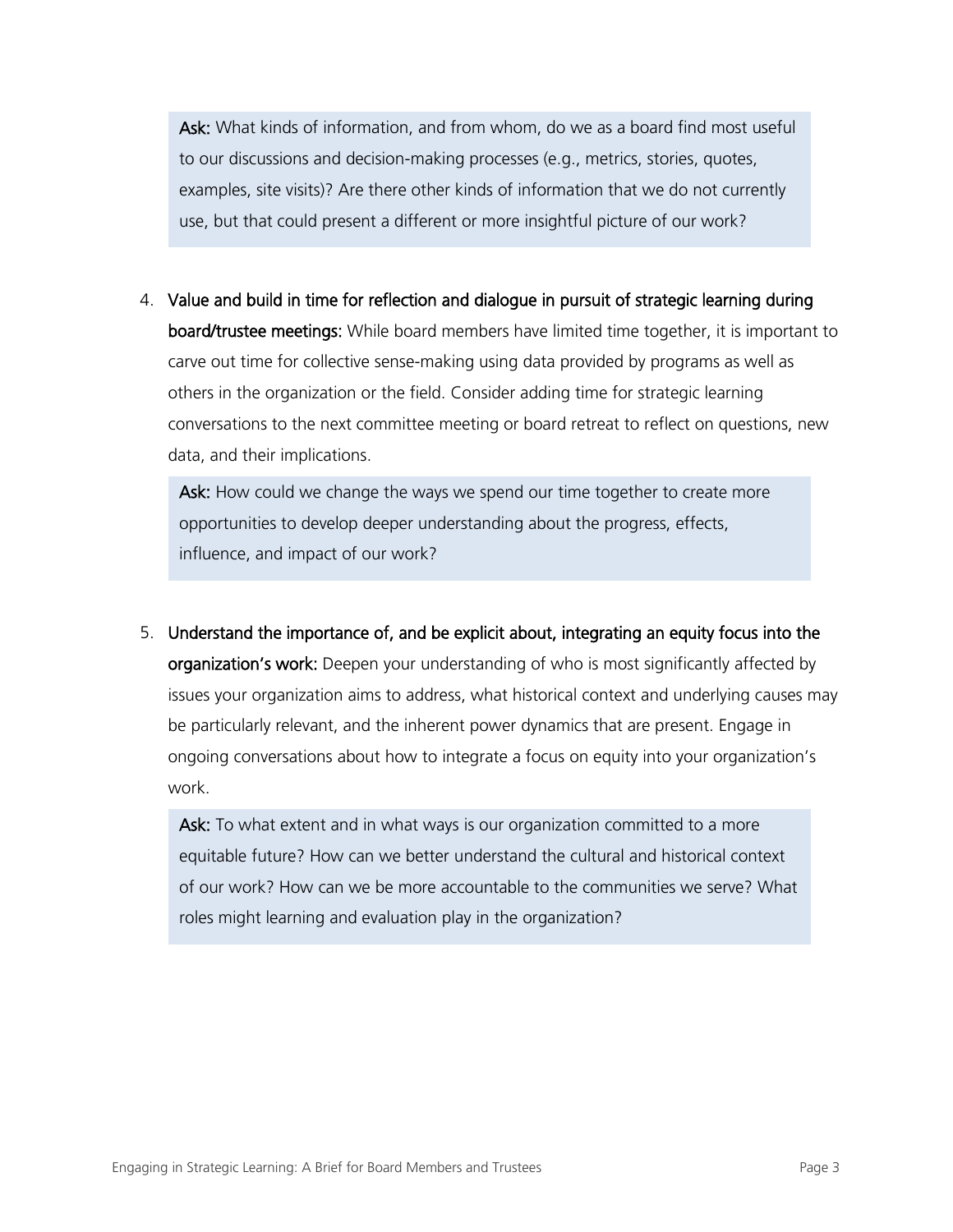**Ask:** What kinds of information, and from whom, do we as a board find most useful to our discussions and decision-making processes (e.g., metrics, stories, quotes, examples, site visits)? Are there other kinds of information that we do not currently use, but that could present a different or more insightful picture of our work?

4. **Value and build in time for reflection and dialogue in pursuit of strategic learning during board/trustee meetings:** While board members have limited time together, it is important to carve out time for collective sense-making using data provided by programs as well as others in the organization or the field. Consider adding time for strategic learning conversations to the next committee meeting or board retreat to reflect on questions, new data, and their implications.

   **Ask:** How could we change the ways we spend our time together to create more opportunities to develop deeper understanding about the progress, effects, influence, and impact of our work?

5. **Understand the importance of, and be explicit about, integrating an equity focus into the organization's work:** Deepen your understanding of who is most significantly affected by issues your organization aims to address, what historical context and underlying causes may be particularly relevant, and the inherent power dynamics that are present. Engage in ongoing conversations about how to integrate a focus on equity into your organization's work.

   **Ask:** To what extent and in what ways is our organization committed to a more equitable future? How can we better understand the cultural and historical context of our work? How can we be more accountable to the communities we serve? What roles might learning and evaluation play in the organization?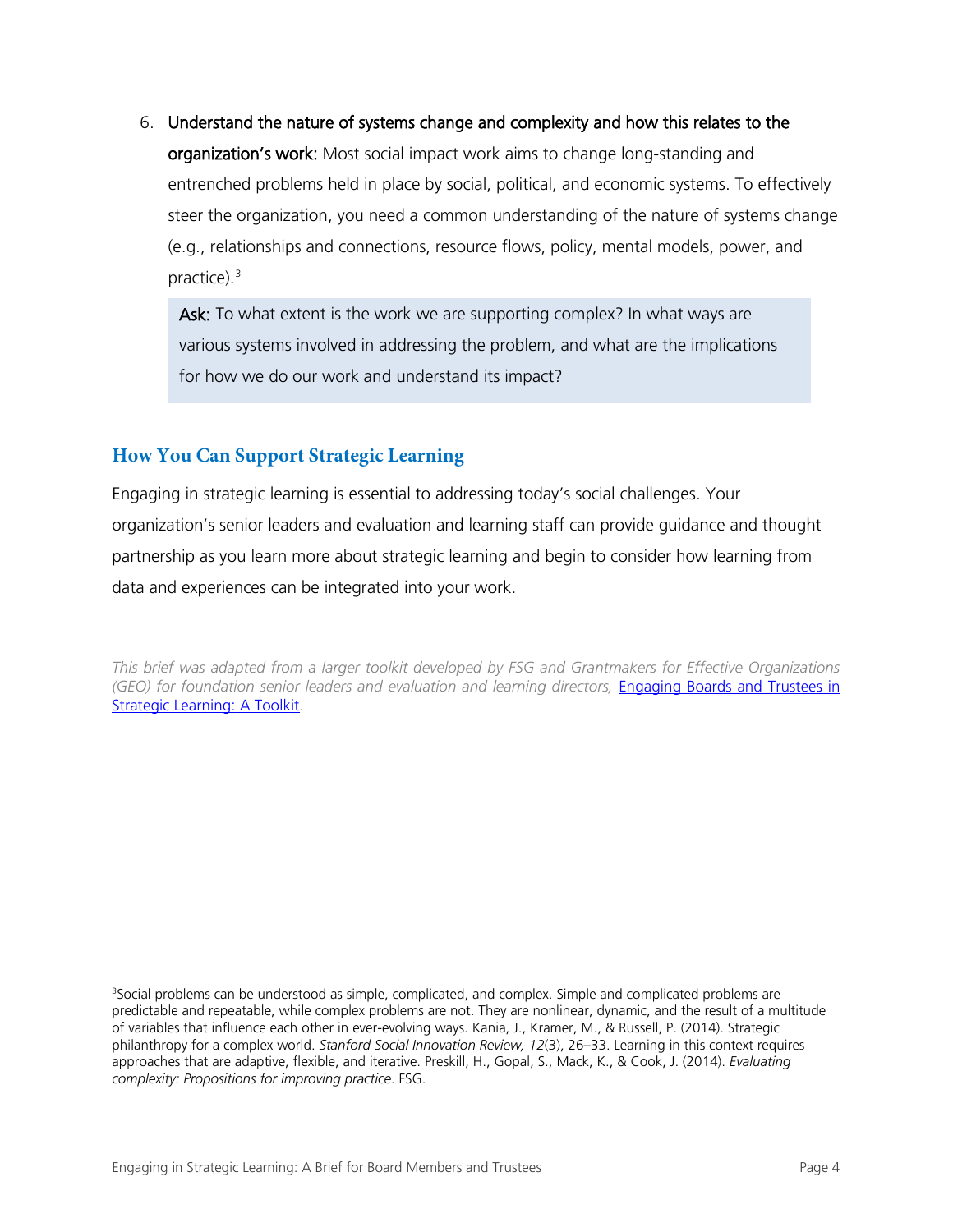6. **Understand the nature of systems change and complexity and how this relates to the organization's work:** Most social impact work aims to change long-standing and entrenched problems held in place by social, political, and economic systems. To effectively steer the organization, you need a common understanding of the nature of systems change (e.g., relationships and connections, resource flows, policy, mental models, power, and practice).[3]

   > **Ask:** To what extent is the work we are supporting complex? In what ways are various systems involved in addressing the problem, and what are the implications for how we do our work and understand its impact?

## How You Can Support Strategic Learning

Engaging in strategic learning is essential to addressing today's social challenges. Your organization's senior leaders and evaluation and learning staff can provide guidance and thought partnership as you learn more about strategic learning and begin to consider how learning from data and experiences can be integrated into your work.

*This brief was adapted from a larger toolkit developed by FSG and Grantmakers for Effective Organizations (GEO) for foundation senior leaders and evaluation and learning directors,* [Engaging Boards and Trustees in Strategic Learning: A Toolkit](). 

---

[3]Social problems can be understood as simple, complicated, and complex. Simple and complicated problems are predictable and repeatable, while complex problems are not. They are nonlinear, dynamic, and the result of a multitude of variables that influence each other in ever-evolving ways. Kania, J., Kramer, M., & Russell, P. (2014). Strategic philanthropy for a complex world. *Stanford Social Innovation Review, 12*(3), 26–33. Learning in this context requires approaches that are adaptive, flexible, and iterative. Preskill, H., Gopal, S., Mack, K., & Cook, J. (2014). *Evaluating complexity: Propositions for improving practice*. FSG.